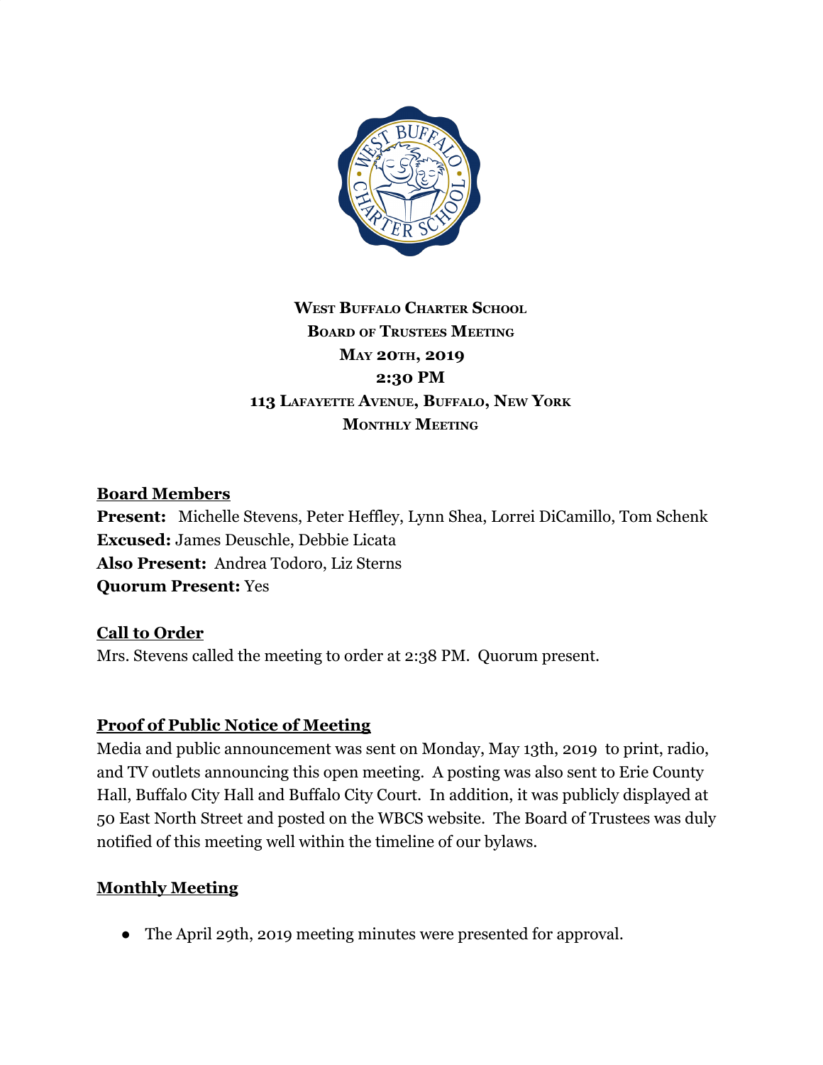**West Buffalo Charter School**
**Board of Trustees Meeting**
**May 20th, 2019**
**2:30 PM**
**113 Lafayette Avenue, Buffalo, New York**
**Monthly Meeting**

## Board Members

**Present:** Michelle Stevens, Peter Heffley, Lynn Shea, Lorrei DiCamillo, Tom Schenk
**Excused:** James Deuschle, Debbie Licata
**Also Present:** Andrea Todoro, Liz Sterns
**Quorum Present:** Yes

## Call to Order

Mrs. Stevens called the meeting to order at 2:38 PM. Quorum present.

## Proof of Public Notice of Meeting

Media and public announcement was sent on Monday, May 13th, 2019 to print, radio, and TV outlets announcing this open meeting. A posting was also sent to Erie County Hall, Buffalo City Hall and Buffalo City Court. In addition, it was publicly displayed at 50 East North Street and posted on the WBCS website. The Board of Trustees was duly notified of this meeting well within the timeline of our bylaws.

## Monthly Meeting

- The April 29th, 2019 meeting minutes were presented for approval.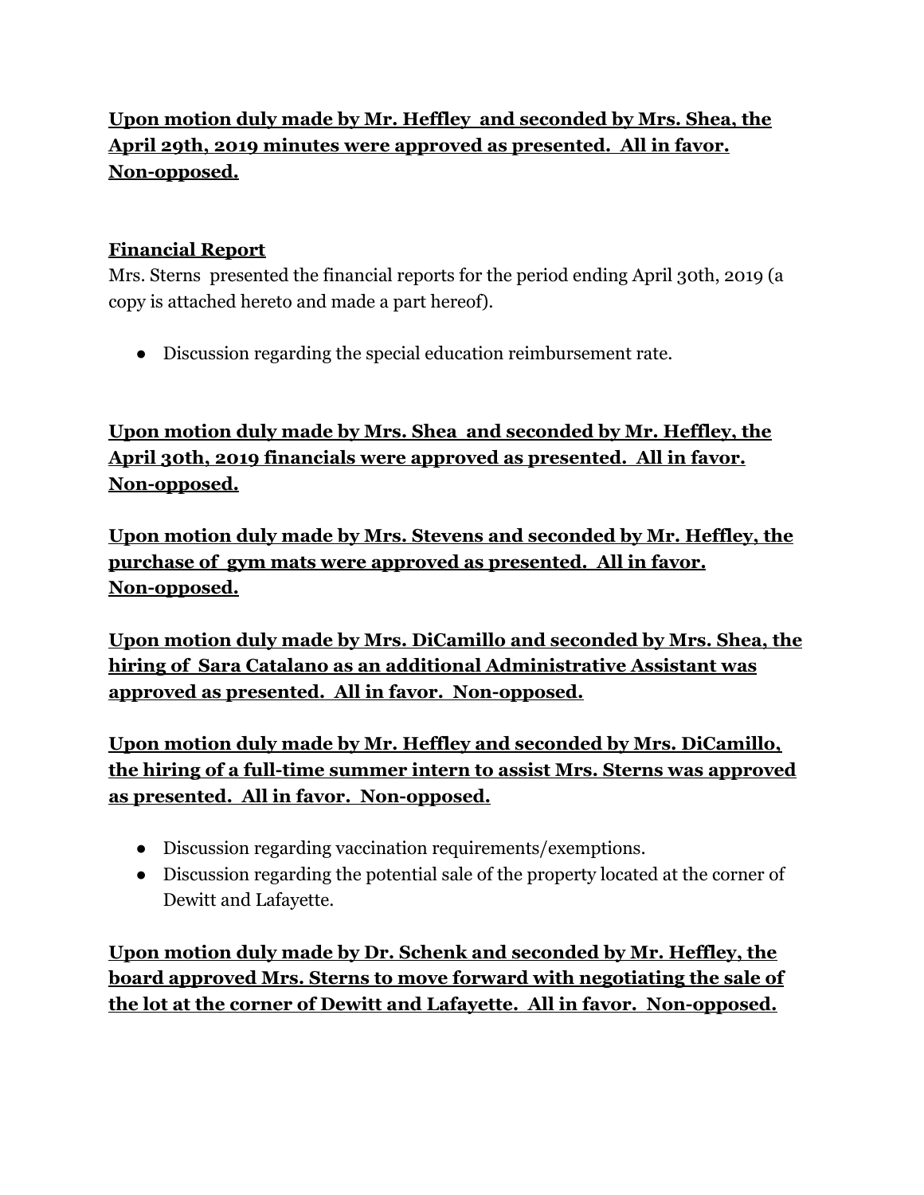**Upon motion duly made by Mr. Heffley  and seconded by Mrs. Shea, the April 29th, 2019 minutes were approved as presented.  All in favor.  Non-opposed.**

**Financial Report**

Mrs. Sterns  presented the financial reports for the period ending April 30th, 2019 (a copy is attached hereto and made a part hereof).

- Discussion regarding the special education reimbursement rate.

**Upon motion duly made by Mrs. Shea  and seconded by Mr. Heffley, the April 30th, 2019 financials were approved as presented.  All in favor.  Non-opposed.**

**Upon motion duly made by Mrs. Stevens and seconded by Mr. Heffley, the purchase of  gym mats were approved as presented.  All in favor.  Non-opposed.**

**Upon motion duly made by Mrs. DiCamillo and seconded by Mrs. Shea, the hiring of  Sara Catalano as an additional Administrative Assistant was approved as presented.  All in favor.  Non-opposed.**

**Upon motion duly made by Mr. Heffley and seconded by Mrs. DiCamillo, the hiring of a full-time summer intern to assist Mrs. Sterns was approved as presented.  All in favor.  Non-opposed.**

- Discussion regarding vaccination requirements/exemptions.
- Discussion regarding the potential sale of the property located at the corner of Dewitt and Lafayette.

**Upon motion duly made by Dr. Schenk and seconded by Mr. Heffley, the board approved Mrs. Sterns to move forward with negotiating the sale of the lot at the corner of Dewitt and Lafayette.  All in favor.  Non-opposed.**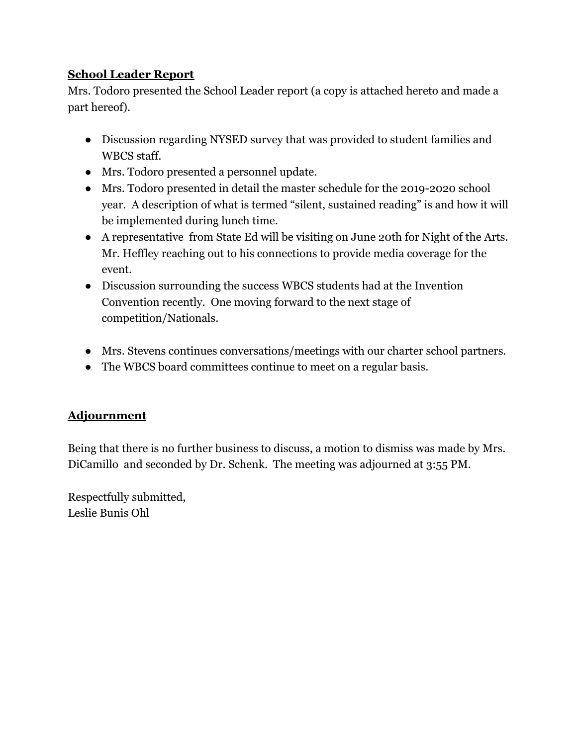## **School Leader Report**

Mrs. Todoro presented the School Leader report (a copy is attached hereto and made a part hereof).

- Discussion regarding NYSED survey that was provided to student families and WBCS staff.
- Mrs. Todoro presented a personnel update.
- Mrs. Todoro presented in detail the master schedule for the 2019-2020 school year. A description of what is termed "silent, sustained reading" is and how it will be implemented during lunch time.
- A representative from State Ed will be visiting on June 20th for Night of the Arts. Mr. Heffley reaching out to his connections to provide media coverage for the event.
- Discussion surrounding the success WBCS students had at the Invention Convention recently. One moving forward to the next stage of competition/Nationals.

- Mrs. Stevens continues conversations/meetings with our charter school partners.
- The WBCS board committees continue to meet on a regular basis.

## **Adjournment**

Being that there is no further business to discuss, a motion to dismiss was made by Mrs. DiCamillo and seconded by Dr. Schenk. The meeting was adjourned at 3:55 PM.

Respectfully submitted,
Leslie Bunis Ohl